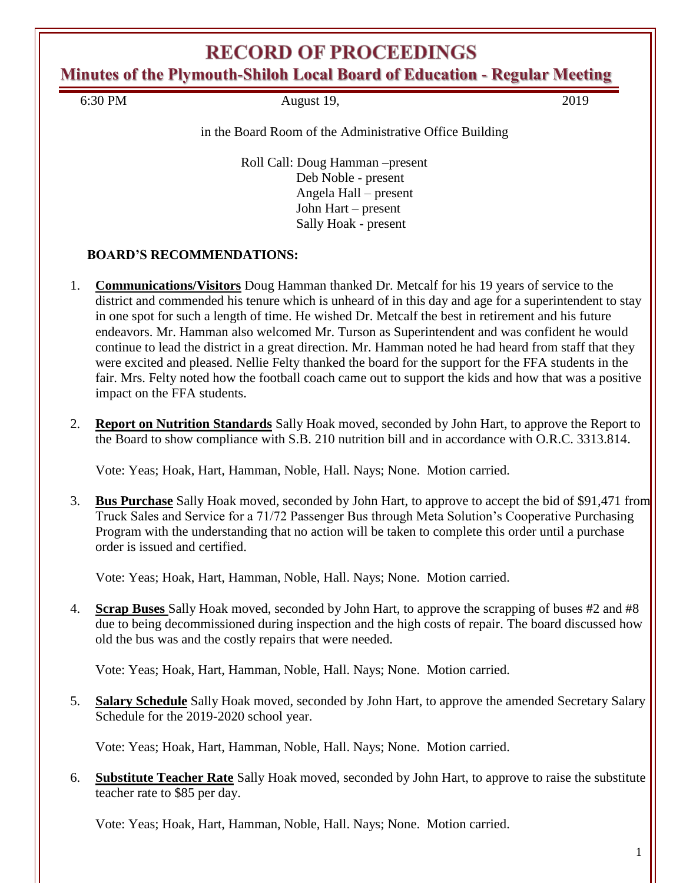# RECORD OF PROCEEDINGS

## Minutes of the Plymouth-Shiloh Local Board of Education - Regular Meeting

6:30 PM August 19, 2019

in the Board Room of the Administrative Office Building

Roll Call: Doug Hamman –present
Deb Noble - present
Angela Hall – present
John Hart – present
Sally Hoak - present

**BOARD'S RECOMMENDATIONS:**

1. **Communications/Visitors** Doug Hamman thanked Dr. Metcalf for his 19 years of service to the district and commended his tenure which is unheard of in this day and age for a superintendent to stay in one spot for such a length of time. He wished Dr. Metcalf the best in retirement and his future endeavors. Mr. Hamman also welcomed Mr. Turson as Superintendent and was confident he would continue to lead the district in a great direction. Mr. Hamman noted he had heard from staff that they were excited and pleased. Nellie Felty thanked the board for the support for the FFA students in the fair. Mrs. Felty noted how the football coach came out to support the kids and how that was a positive impact on the FFA students.

2. **Report on Nutrition Standards** Sally Hoak moved, seconded by John Hart, to approve the Report to the Board to show compliance with S.B. 210 nutrition bill and in accordance with O.R.C. 3313.814.

   Vote: Yeas; Hoak, Hart, Hamman, Noble, Hall. Nays; None. Motion carried.

3. **Bus Purchase** Sally Hoak moved, seconded by John Hart, to approve to accept the bid of $91,471 from Truck Sales and Service for a 71/72 Passenger Bus through Meta Solution's Cooperative Purchasing Program with the understanding that no action will be taken to complete this order until a purchase order is issued and certified.

   Vote: Yeas; Hoak, Hart, Hamman, Noble, Hall. Nays; None. Motion carried.

4. **Scrap Buses** Sally Hoak moved, seconded by John Hart, to approve the scrapping of buses #2 and #8 due to being decommissioned during inspection and the high costs of repair. The board discussed how old the bus was and the costly repairs that were needed.

   Vote: Yeas; Hoak, Hart, Hamman, Noble, Hall. Nays; None. Motion carried.

5. **Salary Schedule** Sally Hoak moved, seconded by John Hart, to approve the amended Secretary Salary Schedule for the 2019-2020 school year.

   Vote: Yeas; Hoak, Hart, Hamman, Noble, Hall. Nays; None. Motion carried.

6. **Substitute Teacher Rate** Sally Hoak moved, seconded by John Hart, to approve to raise the substitute teacher rate to $85 per day.

   Vote: Yeas; Hoak, Hart, Hamman, Noble, Hall. Nays; None. Motion carried.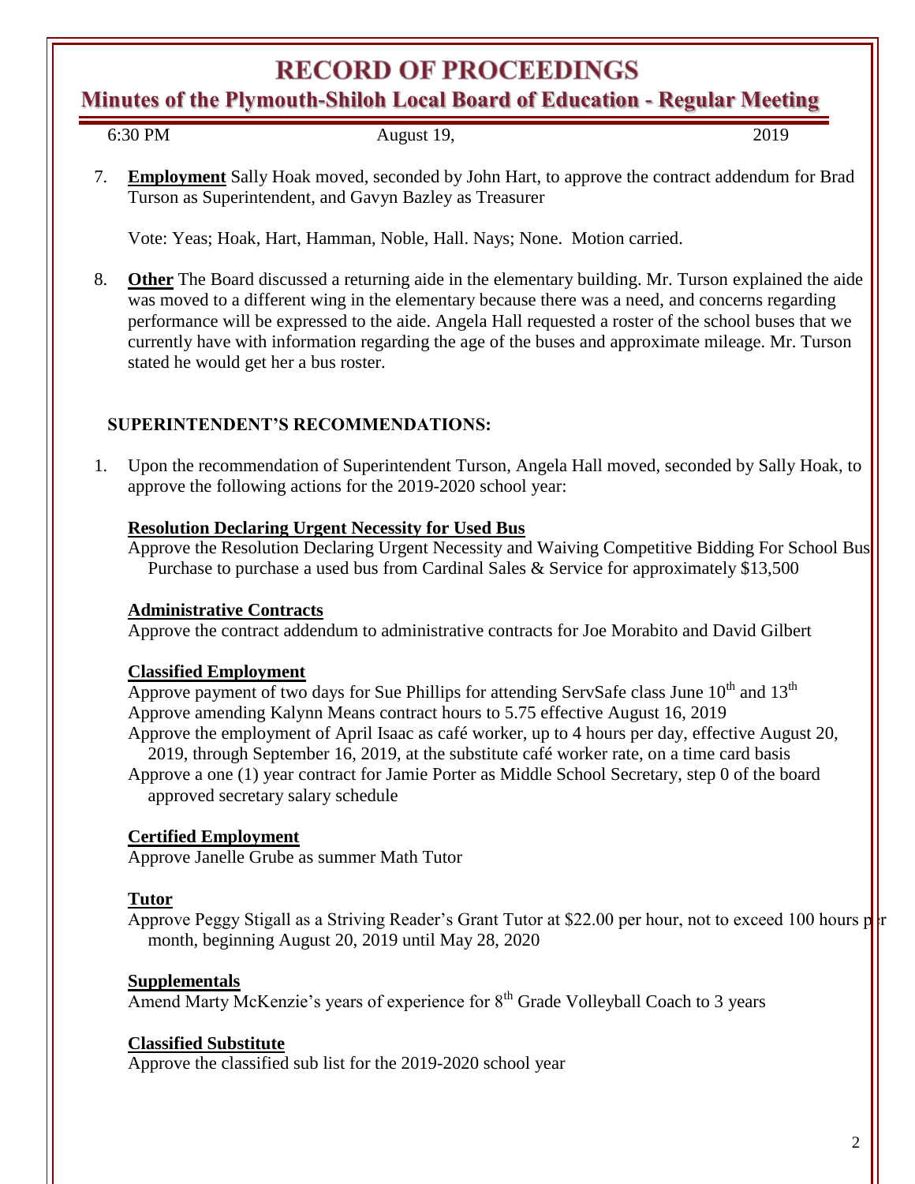7. **Employment** Sally Hoak moved, seconded by John Hart, to approve the contract addendum for Brad Turson as Superintendent, and Gavyn Bazley as Treasurer

   Vote: Yeas; Hoak, Hart, Hamman, Noble, Hall. Nays; None. Motion carried.

8. **Other** The Board discussed a returning aide in the elementary building. Mr. Turson explained the aide was moved to a different wing in the elementary because there was a need, and concerns regarding performance will be expressed to the aide. Angela Hall requested a roster of the school buses that we currently have with information regarding the age of the buses and approximate mileage. Mr. Turson stated he would get her a bus roster.

## SUPERINTENDENT'S RECOMMENDATIONS:

1. Upon the recommendation of Superintendent Turson, Angela Hall moved, seconded by Sally Hoak, to approve the following actions for the 2019-2020 school year:

   **Resolution Declaring Urgent Necessity for Used Bus**
   Approve the Resolution Declaring Urgent Necessity and Waiving Competitive Bidding For School Bus Purchase to purchase a used bus from Cardinal Sales & Service for approximately $13,500

   **Administrative Contracts**
   Approve the contract addendum to administrative contracts for Joe Morabito and David Gilbert

   **Classified Employment**
   Approve payment of two days for Sue Phillips for attending ServSafe class June 10th and 13th
   Approve amending Kalynn Means contract hours to 5.75 effective August 16, 2019
   Approve the employment of April Isaac as café worker, up to 4 hours per day, effective August 20, 2019, through September 16, 2019, at the substitute café worker rate, on a time card basis
   Approve a one (1) year contract for Jamie Porter as Middle School Secretary, step 0 of the board approved secretary salary schedule

   **Certified Employment**
   Approve Janelle Grube as summer Math Tutor

   **Tutor**
   Approve Peggy Stigall as a Striving Reader's Grant Tutor at $22.00 per hour, not to exceed 100 hours per month, beginning August 20, 2019 until May 28, 2020

   **Supplementals**
   Amend Marty McKenzie's years of experience for 8th Grade Volleyball Coach to 3 years

   **Classified Substitute**
   Approve the classified sub list for the 2019-2020 school year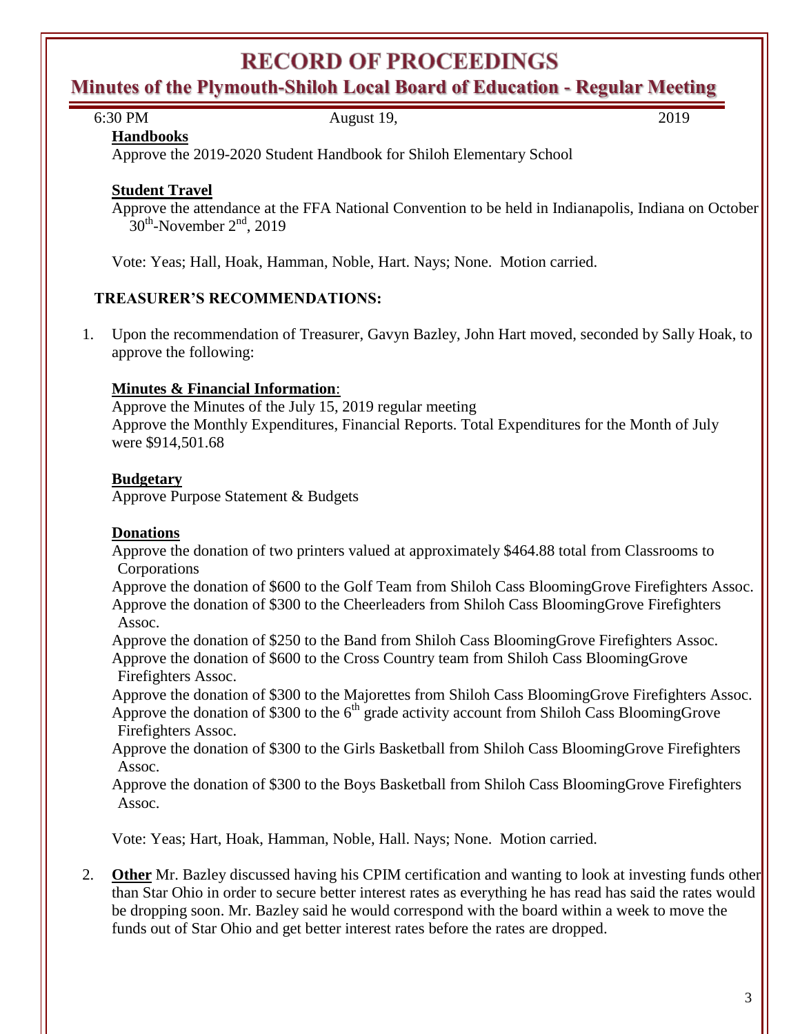# RECORD OF PROCEEDINGS

## Minutes of the Plymouth-Shiloh Local Board of Education - Regular Meeting

6:30 PM August 19, 2019

**Handbooks**

Approve the 2019-2020 Student Handbook for Shiloh Elementary School

**Student Travel**

Approve the attendance at the FFA National Convention to be held in Indianapolis, Indiana on October 30th-November 2nd, 2019

Vote: Yeas; Hall, Hoak, Hamman, Noble, Hart. Nays; None. Motion carried.

**TREASURER'S RECOMMENDATIONS:**

1. Upon the recommendation of Treasurer, Gavyn Bazley, John Hart moved, seconded by Sally Hoak, to approve the following:

   **Minutes & Financial Information**:
   Approve the Minutes of the July 15, 2019 regular meeting
   Approve the Monthly Expenditures, Financial Reports. Total Expenditures for the Month of July were $914,501.68

   **Budgetary**
   Approve Purpose Statement & Budgets

   **Donations**
   Approve the donation of two printers valued at approximately $464.88 total from Classrooms to Corporations
   Approve the donation of $600 to the Golf Team from Shiloh Cass BloomingGrove Firefighters Assoc.
   Approve the donation of $300 to the Cheerleaders from Shiloh Cass BloomingGrove Firefighters Assoc.
   Approve the donation of $250 to the Band from Shiloh Cass BloomingGrove Firefighters Assoc.
   Approve the donation of $600 to the Cross Country team from Shiloh Cass BloomingGrove Firefighters Assoc.
   Approve the donation of $300 to the Majorettes from Shiloh Cass BloomingGrove Firefighters Assoc.
   Approve the donation of $300 to the 6th grade activity account from Shiloh Cass BloomingGrove Firefighters Assoc.
   Approve the donation of $300 to the Girls Basketball from Shiloh Cass BloomingGrove Firefighters Assoc.
   Approve the donation of $300 to the Boys Basketball from Shiloh Cass BloomingGrove Firefighters Assoc.

   Vote: Yeas; Hart, Hoak, Hamman, Noble, Hall. Nays; None. Motion carried.

2. **Other** Mr. Bazley discussed having his CPIM certification and wanting to look at investing funds other than Star Ohio in order to secure better interest rates as everything he has read has said the rates would be dropping soon. Mr. Bazley said he would correspond with the board within a week to move the funds out of Star Ohio and get better interest rates before the rates are dropped.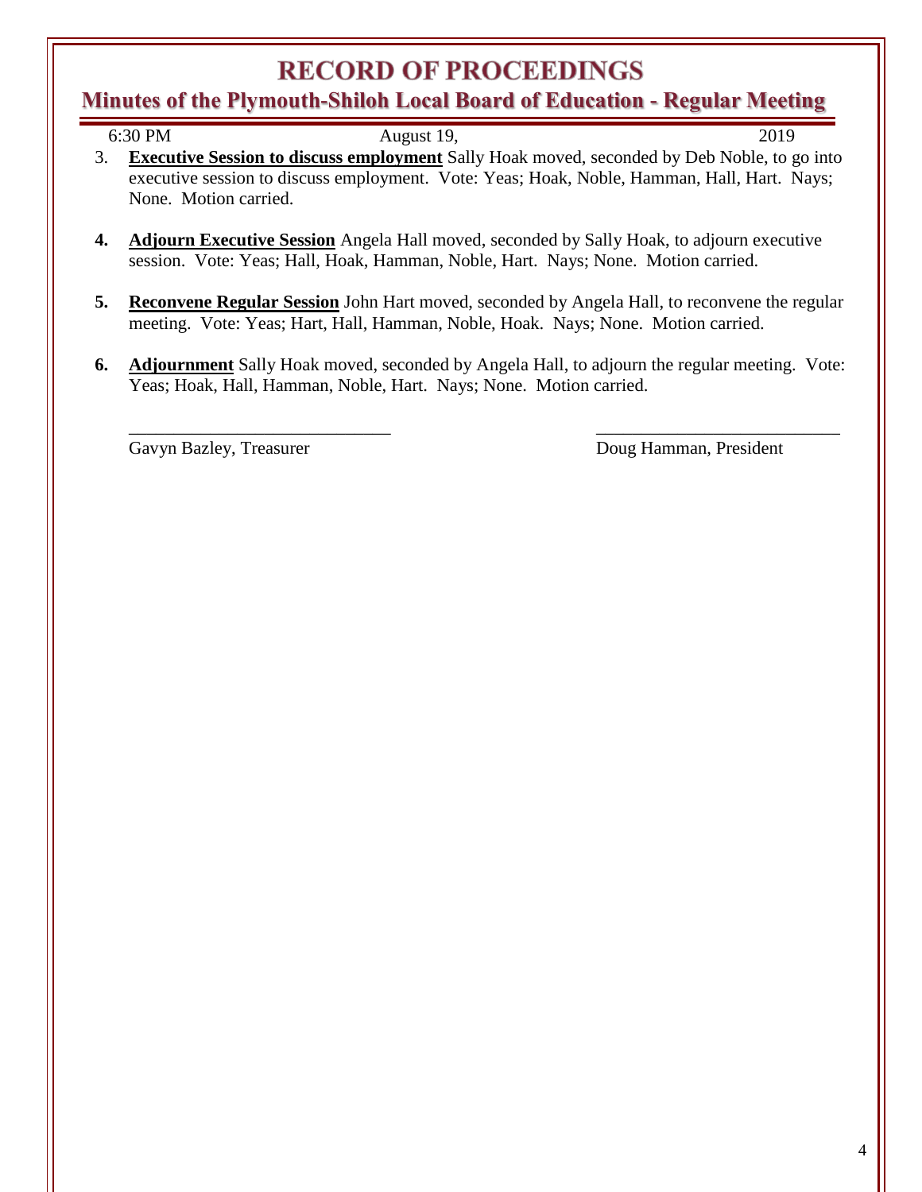6:30 PM August 19, 2019

3. **<u>Executive Session to discuss employment</u>** Sally Hoak moved, seconded by Deb Noble, to go into executive session to discuss employment. Vote: Yeas; Hoak, Noble, Hamman, Hall, Hart. Nays; None. Motion carried.

4. **<u>Adjourn Executive Session</u>** Angela Hall moved, seconded by Sally Hoak, to adjourn executive session. Vote: Yeas; Hall, Hoak, Hamman, Noble, Hart. Nays; None. Motion carried.

5. **<u>Reconvene Regular Session</u>** John Hart moved, seconded by Angela Hall, to reconvene the regular meeting. Vote: Yeas; Hart, Hall, Hamman, Noble, Hoak. Nays; None. Motion carried.

6. **<u>Adjournment</u>** Sally Hoak moved, seconded by Angela Hall, to adjourn the regular meeting. Vote: Yeas; Hoak, Hall, Hamman, Noble, Hart. Nays; None. Motion carried.

_____________________________ _____________________________

Gavyn Bazley, Treasurer Doug Hamman, President